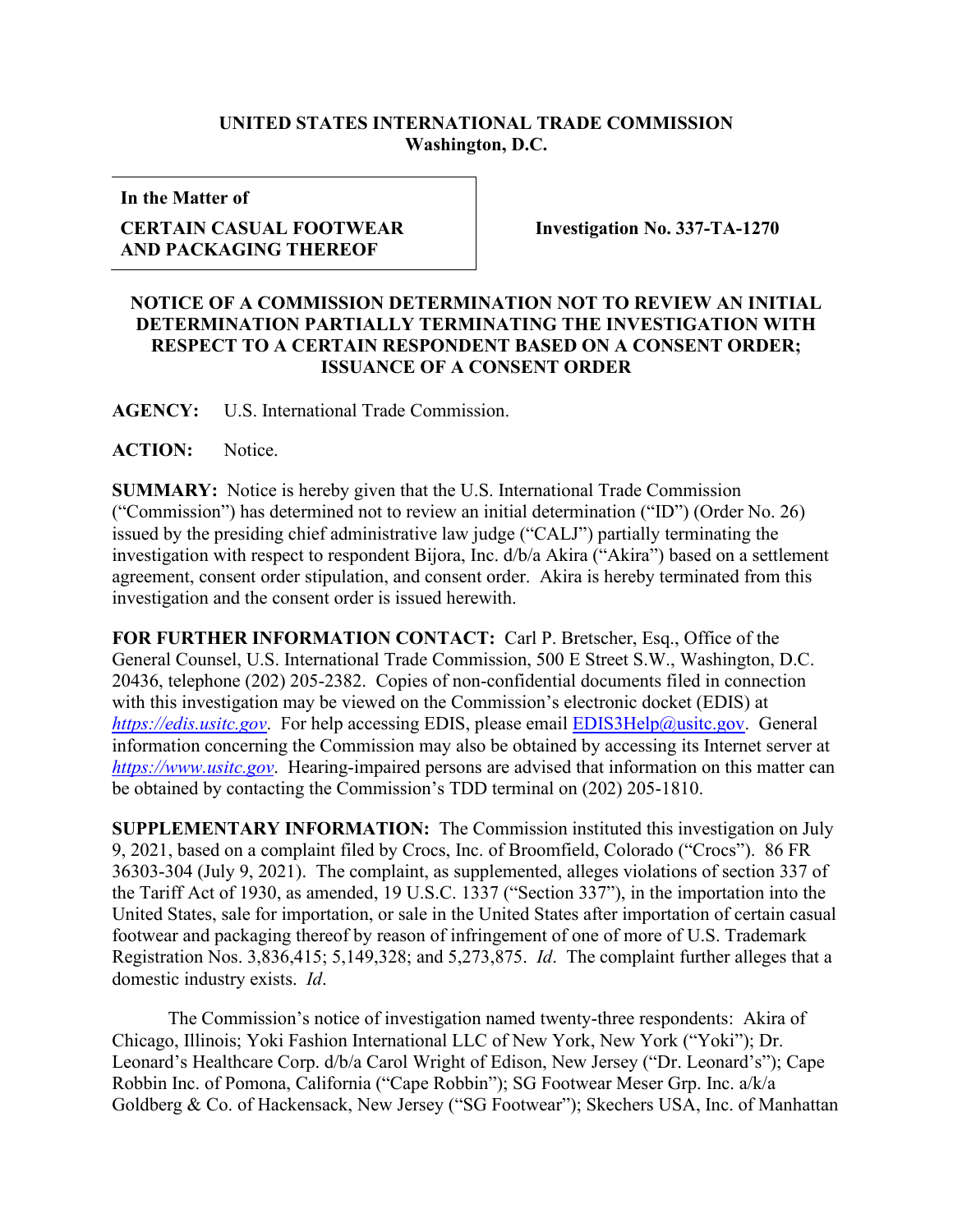**UNITED STATES INTERNATIONAL TRADE COMMISSION**
**Washington, D.C.**

| **In the Matter of** **CERTAIN CASUAL FOOTWEAR AND PACKAGING THEREOF** | **Investigation No. 337-TA-1270** |
|---|---|

**NOTICE OF A COMMISSION DETERMINATION NOT TO REVIEW AN INITIAL DETERMINATION PARTIALLY TERMINATING THE INVESTIGATION WITH RESPECT TO A CERTAIN RESPONDENT BASED ON A CONSENT ORDER; ISSUANCE OF A CONSENT ORDER**

**AGENCY:** U.S. International Trade Commission.

**ACTION:** Notice.

**SUMMARY:** Notice is hereby given that the U.S. International Trade Commission ("Commission") has determined not to review an initial determination ("ID") (Order No. 26) issued by the presiding chief administrative law judge ("CALJ") partially terminating the investigation with respect to respondent Bijora, Inc. d/b/a Akira ("Akira") based on a settlement agreement, consent order stipulation, and consent order. Akira is hereby terminated from this investigation and the consent order is issued herewith.

**FOR FURTHER INFORMATION CONTACT:** Carl P. Bretscher, Esq., Office of the General Counsel, U.S. International Trade Commission, 500 E Street S.W., Washington, D.C. 20436, telephone (202) 205-2382. Copies of non-confidential documents filed in connection with this investigation may be viewed on the Commission's electronic docket (EDIS) at *https://edis.usitc.gov*. For help accessing EDIS, please email EDIS3Help@usitc.gov. General information concerning the Commission may also be obtained by accessing its Internet server at *https://www.usitc.gov*. Hearing-impaired persons are advised that information on this matter can be obtained by contacting the Commission's TDD terminal on (202) 205-1810.

**SUPPLEMENTARY INFORMATION:** The Commission instituted this investigation on July 9, 2021, based on a complaint filed by Crocs, Inc. of Broomfield, Colorado ("Crocs"). 86 FR 36303-304 (July 9, 2021). The complaint, as supplemented, alleges violations of section 337 of the Tariff Act of 1930, as amended, 19 U.S.C. 1337 ("Section 337"), in the importation into the United States, sale for importation, or sale in the United States after importation of certain casual footwear and packaging thereof by reason of infringement of one of more of U.S. Trademark Registration Nos. 3,836,415; 5,149,328; and 5,273,875. *Id*. The complaint further alleges that a domestic industry exists. *Id*.

The Commission's notice of investigation named twenty-three respondents: Akira of Chicago, Illinois; Yoki Fashion International LLC of New York, New York ("Yoki"); Dr. Leonard's Healthcare Corp. d/b/a Carol Wright of Edison, New Jersey ("Dr. Leonard's"); Cape Robbin Inc. of Pomona, California ("Cape Robbin"); SG Footwear Meser Grp. Inc. a/k/a Goldberg & Co. of Hackensack, New Jersey ("SG Footwear"); Skechers USA, Inc. of Manhattan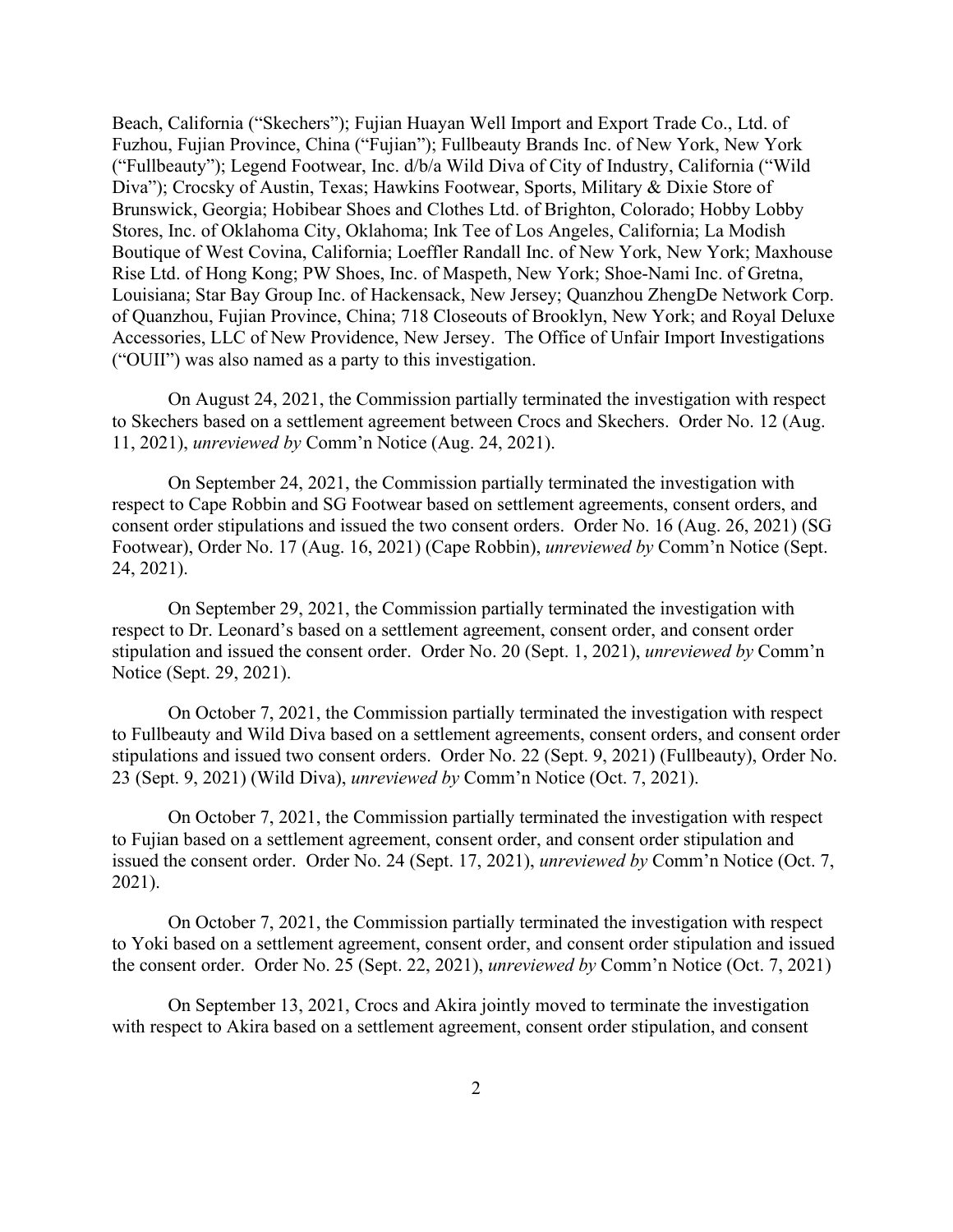Beach, California ("Skechers"); Fujian Huayan Well Import and Export Trade Co., Ltd. of Fuzhou, Fujian Province, China ("Fujian"); Fullbeauty Brands Inc. of New York, New York ("Fullbeauty"); Legend Footwear, Inc. d/b/a Wild Diva of City of Industry, California ("Wild Diva"); Crocsky of Austin, Texas; Hawkins Footwear, Sports, Military & Dixie Store of Brunswick, Georgia; Hobibear Shoes and Clothes Ltd. of Brighton, Colorado; Hobby Lobby Stores, Inc. of Oklahoma City, Oklahoma; Ink Tee of Los Angeles, California; La Modish Boutique of West Covina, California; Loeffler Randall Inc. of New York, New York; Maxhouse Rise Ltd. of Hong Kong; PW Shoes, Inc. of Maspeth, New York; Shoe-Nami Inc. of Gretna, Louisiana; Star Bay Group Inc. of Hackensack, New Jersey; Quanzhou ZhengDe Network Corp. of Quanzhou, Fujian Province, China; 718 Closeouts of Brooklyn, New York; and Royal Deluxe Accessories, LLC of New Providence, New Jersey. The Office of Unfair Import Investigations ("OUII") was also named as a party to this investigation.

On August 24, 2021, the Commission partially terminated the investigation with respect to Skechers based on a settlement agreement between Crocs and Skechers. Order No. 12 (Aug. 11, 2021), *unreviewed by* Comm'n Notice (Aug. 24, 2021).

On September 24, 2021, the Commission partially terminated the investigation with respect to Cape Robbin and SG Footwear based on settlement agreements, consent orders, and consent order stipulations and issued the two consent orders. Order No. 16 (Aug. 26, 2021) (SG Footwear), Order No. 17 (Aug. 16, 2021) (Cape Robbin), *unreviewed by* Comm'n Notice (Sept. 24, 2021).

On September 29, 2021, the Commission partially terminated the investigation with respect to Dr. Leonard's based on a settlement agreement, consent order, and consent order stipulation and issued the consent order. Order No. 20 (Sept. 1, 2021), *unreviewed by* Comm'n Notice (Sept. 29, 2021).

On October 7, 2021, the Commission partially terminated the investigation with respect to Fullbeauty and Wild Diva based on a settlement agreements, consent orders, and consent order stipulations and issued two consent orders. Order No. 22 (Sept. 9, 2021) (Fullbeauty), Order No. 23 (Sept. 9, 2021) (Wild Diva), *unreviewed by* Comm'n Notice (Oct. 7, 2021).

On October 7, 2021, the Commission partially terminated the investigation with respect to Fujian based on a settlement agreement, consent order, and consent order stipulation and issued the consent order. Order No. 24 (Sept. 17, 2021), *unreviewed by* Comm'n Notice (Oct. 7, 2021).

On October 7, 2021, the Commission partially terminated the investigation with respect to Yoki based on a settlement agreement, consent order, and consent order stipulation and issued the consent order. Order No. 25 (Sept. 22, 2021), *unreviewed by* Comm'n Notice (Oct. 7, 2021)

On September 13, 2021, Crocs and Akira jointly moved to terminate the investigation with respect to Akira based on a settlement agreement, consent order stipulation, and consent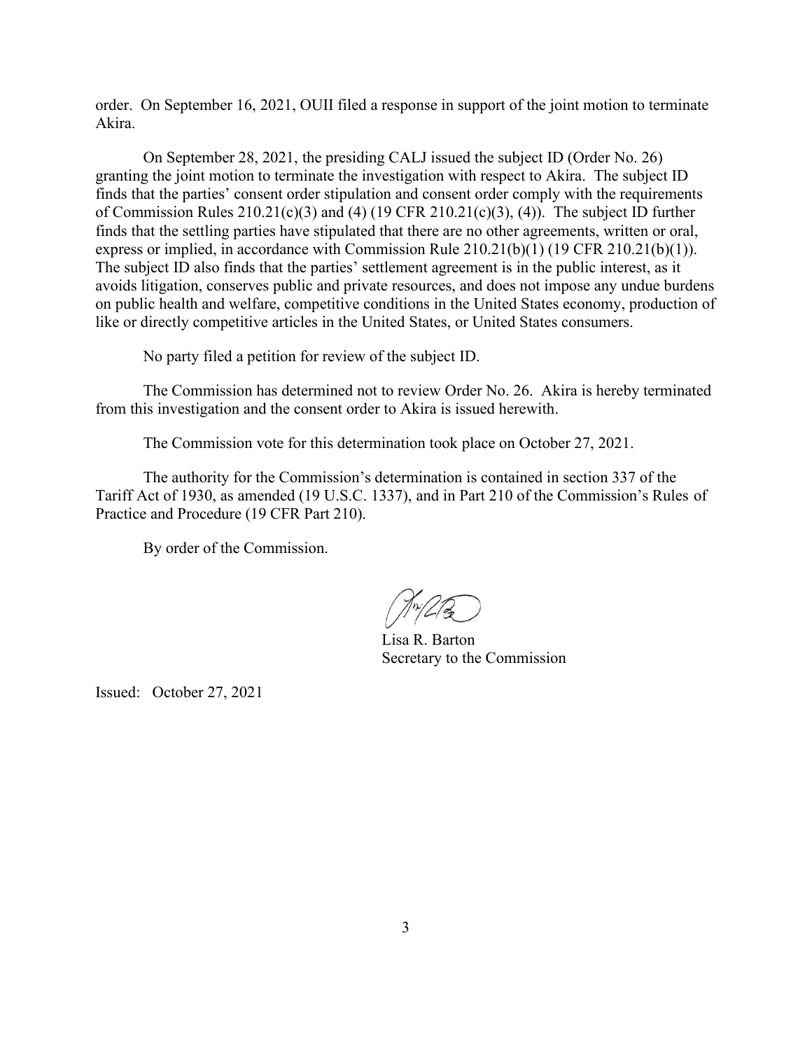order. On September 16, 2021, OUII filed a response in support of the joint motion to terminate Akira.

On September 28, 2021, the presiding CALJ issued the subject ID (Order No. 26) granting the joint motion to terminate the investigation with respect to Akira. The subject ID finds that the parties' consent order stipulation and consent order comply with the requirements of Commission Rules 210.21(c)(3) and (4) (19 CFR 210.21(c)(3), (4)). The subject ID further finds that the settling parties have stipulated that there are no other agreements, written or oral, express or implied, in accordance with Commission Rule 210.21(b)(1) (19 CFR 210.21(b)(1)). The subject ID also finds that the parties' settlement agreement is in the public interest, as it avoids litigation, conserves public and private resources, and does not impose any undue burdens on public health and welfare, competitive conditions in the United States economy, production of like or directly competitive articles in the United States, or United States consumers.

No party filed a petition for review of the subject ID.

The Commission has determined not to review Order No. 26. Akira is hereby terminated from this investigation and the consent order to Akira is issued herewith.

The Commission vote for this determination took place on October 27, 2021.

The authority for the Commission's determination is contained in section 337 of the Tariff Act of 1930, as amended (19 U.S.C. 1337), and in Part 210 of the Commission's Rules of Practice and Procedure (19 CFR Part 210).

By order of the Commission.

Lisa R. Barton
Secretary to the Commission

Issued: October 27, 2021